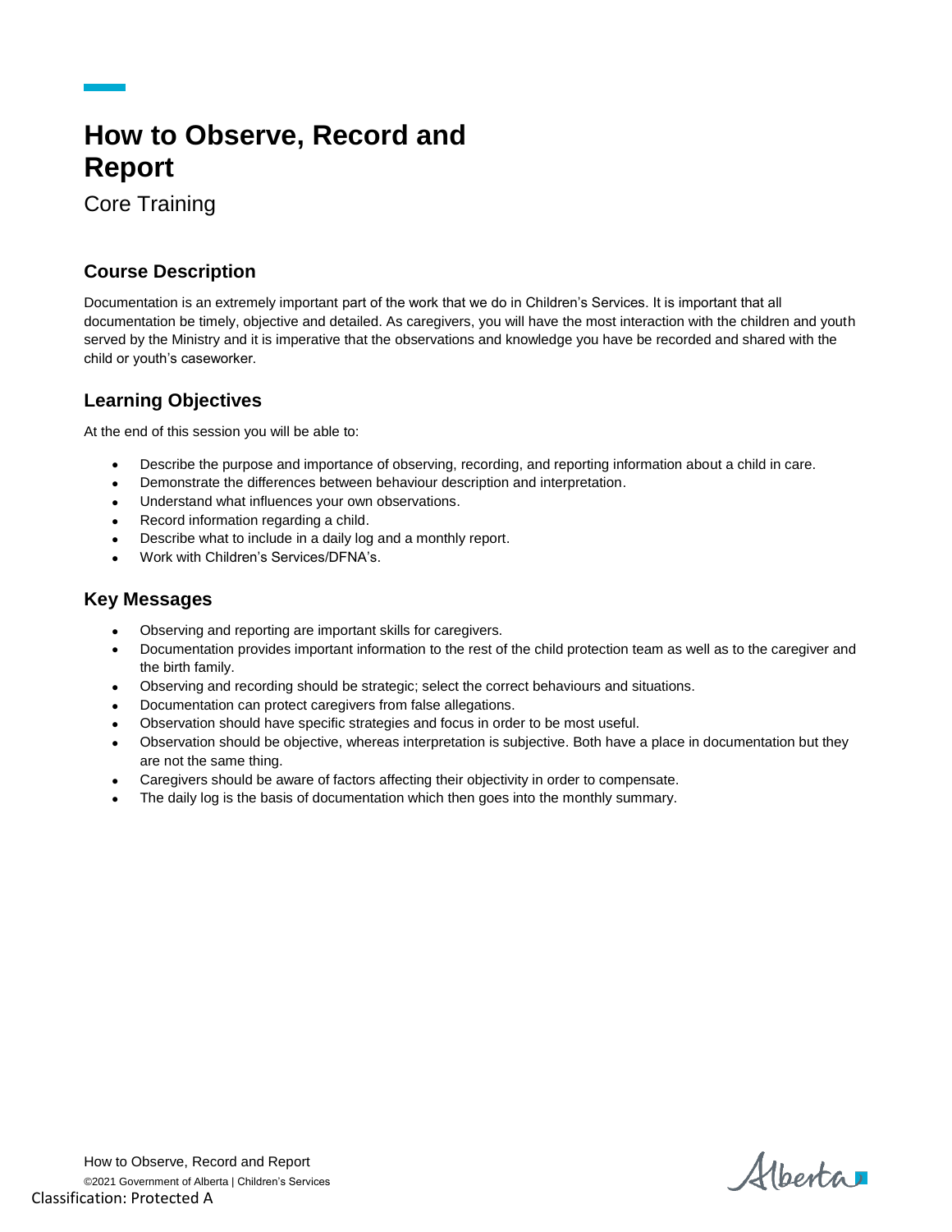# How to Observe, Record and Report

Core Training

## Course Description

Documentation is an extremely important part of the work that we do in Children's Services. It is important that all documentation be timely, objective and detailed. As caregivers, you will have the most interaction with the children and youth served by the Ministry and it is imperative that the observations and knowledge you have be recorded and shared with the child or youth's caseworker.

## Learning Objectives

At the end of this session you will be able to:

- Describe the purpose and importance of observing, recording, and reporting information about a child in care.
- Demonstrate the differences between behaviour description and interpretation.
- Understand what influences your own observations.
- Record information regarding a child.
- Describe what to include in a daily log and a monthly report.
- Work with Children's Services/DFNA's.

## Key Messages

- Observing and reporting are important skills for caregivers.
- Documentation provides important information to the rest of the child protection team as well as to the caregiver and the birth family.
- Observing and recording should be strategic; select the correct behaviours and situations.
- Documentation can protect caregivers from false allegations.
- Observation should have specific strategies and focus in order to be most useful.
- Observation should be objective, whereas interpretation is subjective. Both have a place in documentation but they are not the same thing.
- Caregivers should be aware of factors affecting their objectivity in order to compensate.
- The daily log is the basis of documentation which then goes into the monthly summary.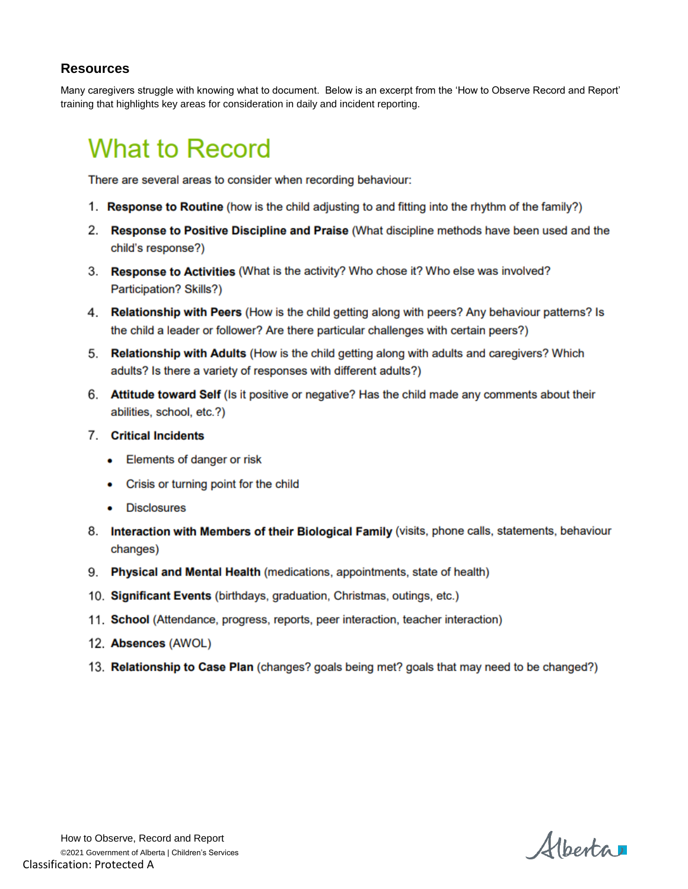## Resources

Many caregivers struggle with knowing what to document. Below is an excerpt from the 'How to Observe Record and Report' training that highlights key areas for consideration in daily and incident reporting.

# What to Record

There are several areas to consider when recording behaviour:

1. **Response to Routine** (how is the child adjusting to and fitting into the rhythm of the family?)
2. **Response to Positive Discipline and Praise** (What discipline methods have been used and the child's response?)
3. **Response to Activities** (What is the activity? Who chose it? Who else was involved? Participation? Skills?)
4. **Relationship with Peers** (How is the child getting along with peers? Any behaviour patterns? Is the child a leader or follower? Are there particular challenges with certain peers?)
5. **Relationship with Adults** (How is the child getting along with adults and caregivers? Which adults? Is there a variety of responses with different adults?)
6. **Attitude toward Self** (Is it positive or negative? Has the child made any comments about their abilities, school, etc.?)
7. **Critical Incidents**
   - Elements of danger or risk
   - Crisis or turning point for the child
   - Disclosures
8. **Interaction with Members of their Biological Family** (visits, phone calls, statements, behaviour changes)
9. **Physical and Mental Health** (medications, appointments, state of health)
10. **Significant Events** (birthdays, graduation, Christmas, outings, etc.)
11. **School** (Attendance, progress, reports, peer interaction, teacher interaction)
12. **Absences** (AWOL)
13. **Relationship to Case Plan** (changes? goals being met? goals that may need to be changed?)